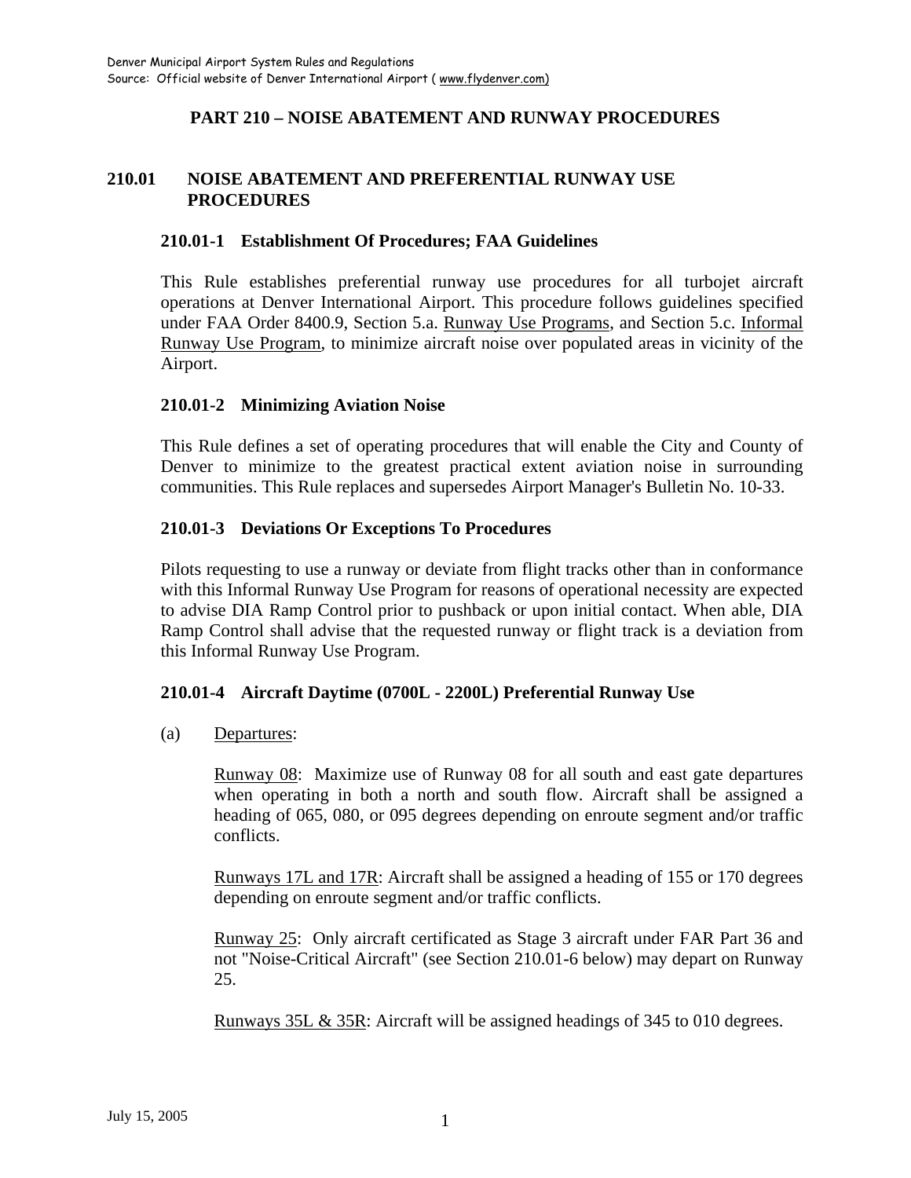# PART 210 – NOISE ABATEMENT AND RUNWAY PROCEDURES

## 210.01 NOISE ABATEMENT AND PREFERENTIAL RUNWAY USE PROCEDURES

### 210.01-1 Establishment Of Procedures; FAA Guidelines

This Rule establishes preferential runway use procedures for all turbojet aircraft operations at Denver International Airport. This procedure follows guidelines specified under FAA Order 8400.9, Section 5.a. Runway Use Programs, and Section 5.c. Informal Runway Use Program, to minimize aircraft noise over populated areas in vicinity of the Airport.

### 210.01-2 Minimizing Aviation Noise

This Rule defines a set of operating procedures that will enable the City and County of Denver to minimize to the greatest practical extent aviation noise in surrounding communities. This Rule replaces and supersedes Airport Manager's Bulletin No. 10-33.

### 210.01-3 Deviations Or Exceptions To Procedures

Pilots requesting to use a runway or deviate from flight tracks other than in conformance with this Informal Runway Use Program for reasons of operational necessity are expected to advise DIA Ramp Control prior to pushback or upon initial contact. When able, DIA Ramp Control shall advise that the requested runway or flight track is a deviation from this Informal Runway Use Program.

### 210.01-4 Aircraft Daytime (0700L - 2200L) Preferential Runway Use

(a) Departures:

Runway 08: Maximize use of Runway 08 for all south and east gate departures when operating in both a north and south flow. Aircraft shall be assigned a heading of 065, 080, or 095 degrees depending on enroute segment and/or traffic conflicts.

Runways 17L and 17R: Aircraft shall be assigned a heading of 155 or 170 degrees depending on enroute segment and/or traffic conflicts.

Runway 25: Only aircraft certificated as Stage 3 aircraft under FAR Part 36 and not "Noise-Critical Aircraft" (see Section 210.01-6 below) may depart on Runway 25.

Runways 35L & 35R: Aircraft will be assigned headings of 345 to 010 degrees.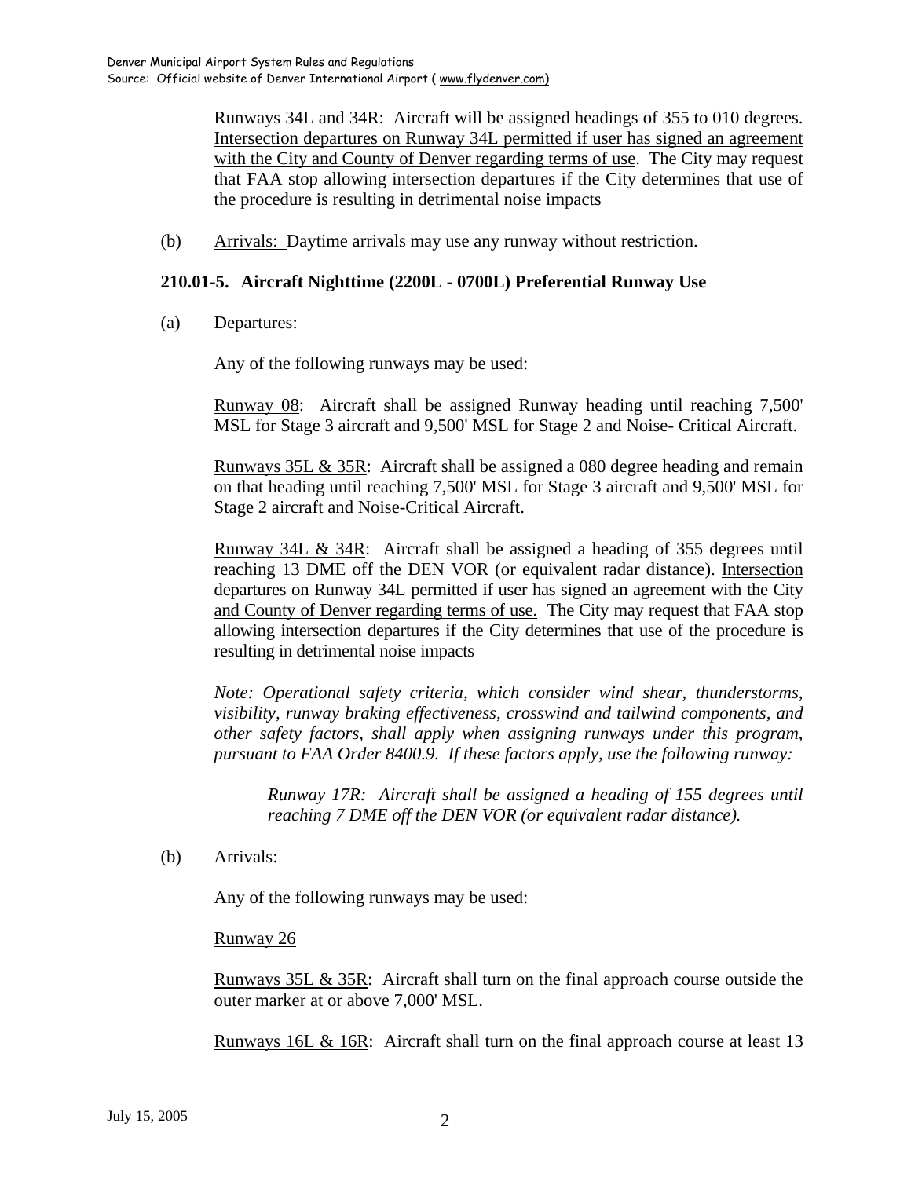Runways 34L and 34R: Aircraft will be assigned headings of 355 to 010 degrees. Intersection departures on Runway 34L permitted if user has signed an agreement with the City and County of Denver regarding terms of use. The City may request that FAA stop allowing intersection departures if the City determines that use of the procedure is resulting in detrimental noise impacts

(b) Arrivals: Daytime arrivals may use any runway without restriction.

### 210.01-5. Aircraft Nighttime (2200L - 0700L) Preferential Runway Use

(a) Departures:

Any of the following runways may be used:

Runway 08: Aircraft shall be assigned Runway heading until reaching 7,500' MSL for Stage 3 aircraft and 9,500' MSL for Stage 2 and Noise- Critical Aircraft.

Runways 35L & 35R: Aircraft shall be assigned a 080 degree heading and remain on that heading until reaching 7,500' MSL for Stage 3 aircraft and 9,500' MSL for Stage 2 aircraft and Noise-Critical Aircraft.

Runway 34L & 34R: Aircraft shall be assigned a heading of 355 degrees until reaching 13 DME off the DEN VOR (or equivalent radar distance). Intersection departures on Runway 34L permitted if user has signed an agreement with the City and County of Denver regarding terms of use. The City may request that FAA stop allowing intersection departures if the City determines that use of the procedure is resulting in detrimental noise impacts

*Note: Operational safety criteria, which consider wind shear, thunderstorms, visibility, runway braking effectiveness, crosswind and tailwind components, and other safety factors, shall apply when assigning runways under this program, pursuant to FAA Order 8400.9. If these factors apply, use the following runway:*

> *Runway 17R: Aircraft shall be assigned a heading of 155 degrees until reaching 7 DME off the DEN VOR (or equivalent radar distance).*

(b) Arrivals:

Any of the following runways may be used:

Runway 26

Runways 35L & 35R: Aircraft shall turn on the final approach course outside the outer marker at or above 7,000' MSL.

Runways 16L & 16R: Aircraft shall turn on the final approach course at least 13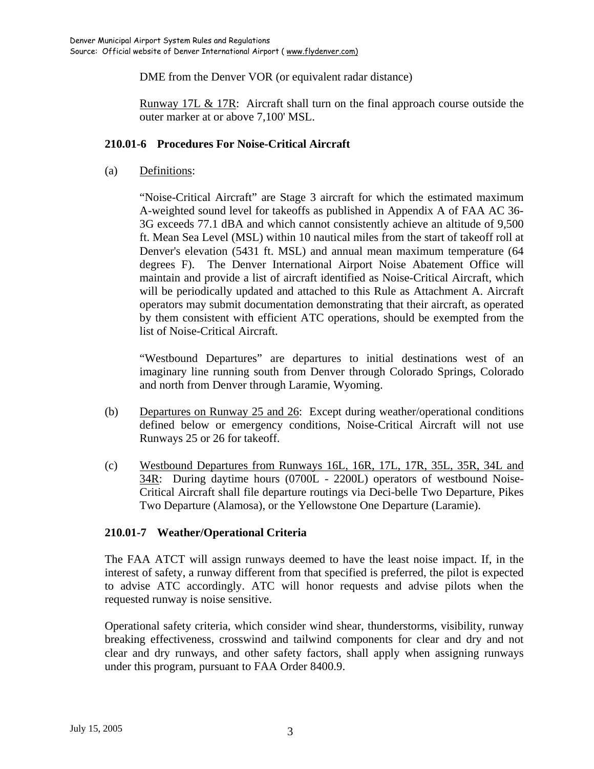DME from the Denver VOR (or equivalent radar distance)

Runway 17L & 17R: Aircraft shall turn on the final approach course outside the outer marker at or above 7,100' MSL.

### 210.01-6 Procedures For Noise-Critical Aircraft

(a) Definitions:

"Noise-Critical Aircraft" are Stage 3 aircraft for which the estimated maximum A-weighted sound level for takeoffs as published in Appendix A of FAA AC 36-3G exceeds 77.1 dBA and which cannot consistently achieve an altitude of 9,500 ft. Mean Sea Level (MSL) within 10 nautical miles from the start of takeoff roll at Denver's elevation (5431 ft. MSL) and annual mean maximum temperature (64 degrees F). The Denver International Airport Noise Abatement Office will maintain and provide a list of aircraft identified as Noise-Critical Aircraft, which will be periodically updated and attached to this Rule as Attachment A. Aircraft operators may submit documentation demonstrating that their aircraft, as operated by them consistent with efficient ATC operations, should be exempted from the list of Noise-Critical Aircraft.

"Westbound Departures" are departures to initial destinations west of an imaginary line running south from Denver through Colorado Springs, Colorado and north from Denver through Laramie, Wyoming.

(b) Departures on Runway 25 and 26: Except during weather/operational conditions defined below or emergency conditions, Noise-Critical Aircraft will not use Runways 25 or 26 for takeoff.

(c) Westbound Departures from Runways 16L, 16R, 17L, 17R, 35L, 35R, 34L and 34R: During daytime hours (0700L - 2200L) operators of westbound Noise-Critical Aircraft shall file departure routings via Deci-belle Two Departure, Pikes Two Departure (Alamosa), or the Yellowstone One Departure (Laramie).

### 210.01-7 Weather/Operational Criteria

The FAA ATCT will assign runways deemed to have the least noise impact. If, in the interest of safety, a runway different from that specified is preferred, the pilot is expected to advise ATC accordingly. ATC will honor requests and advise pilots when the requested runway is noise sensitive.

Operational safety criteria, which consider wind shear, thunderstorms, visibility, runway breaking effectiveness, crosswind and tailwind components for clear and dry and not clear and dry runways, and other safety factors, shall apply when assigning runways under this program, pursuant to FAA Order 8400.9.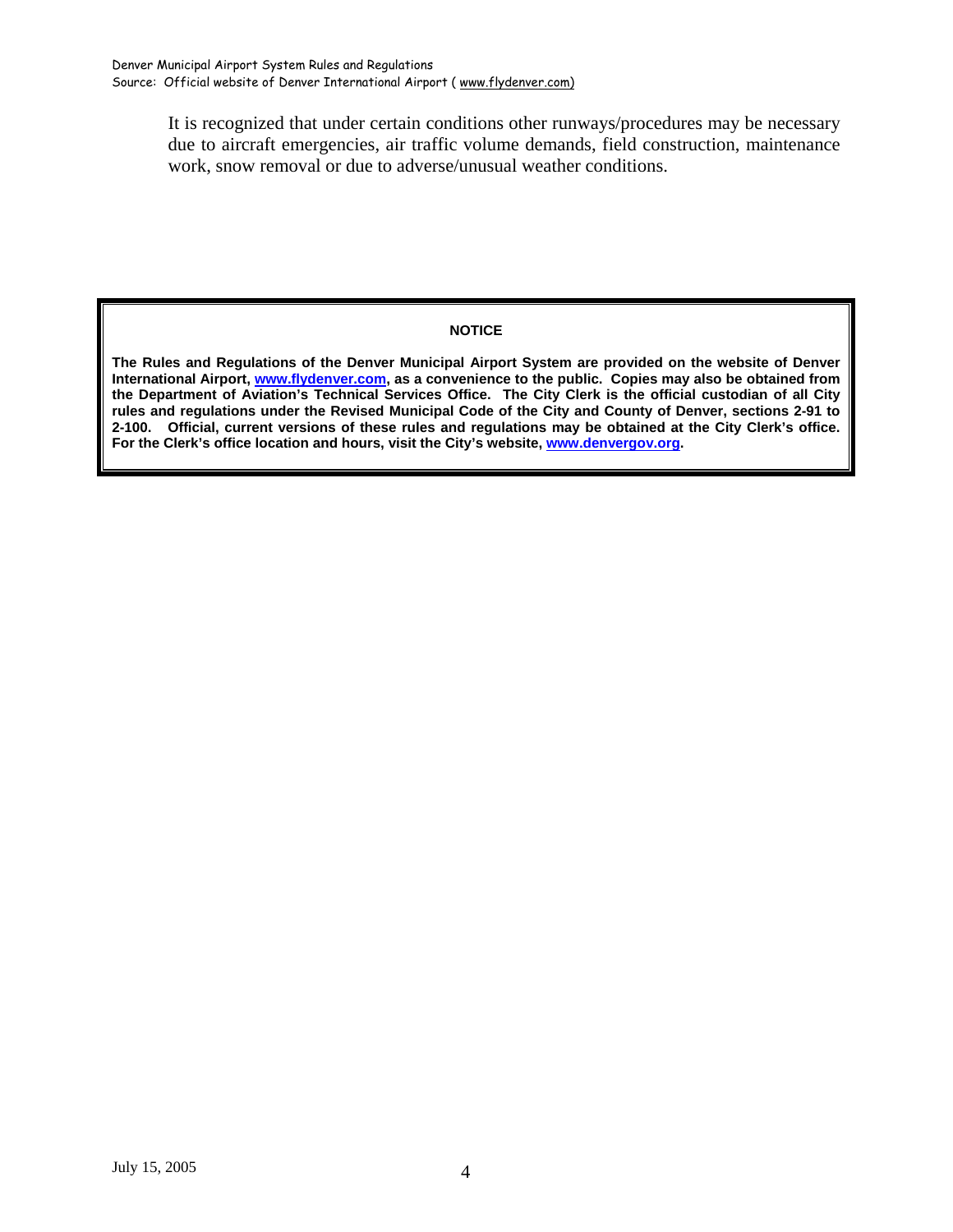It is recognized that under certain conditions other runways/procedures may be necessary due to aircraft emergencies, air traffic volume demands, field construction, maintenance work, snow removal or due to adverse/unusual weather conditions.

**NOTICE**

**The Rules and Regulations of the Denver Municipal Airport System are provided on the website of Denver International Airport, www.flydenver.com, as a convenience to the public. Copies may also be obtained from the Department of Aviation's Technical Services Office. The City Clerk is the official custodian of all City rules and regulations under the Revised Municipal Code of the City and County of Denver, sections 2-91 to 2-100. Official, current versions of these rules and regulations may be obtained at the City Clerk's office. For the Clerk's office location and hours, visit the City's website, www.denvergov.org.**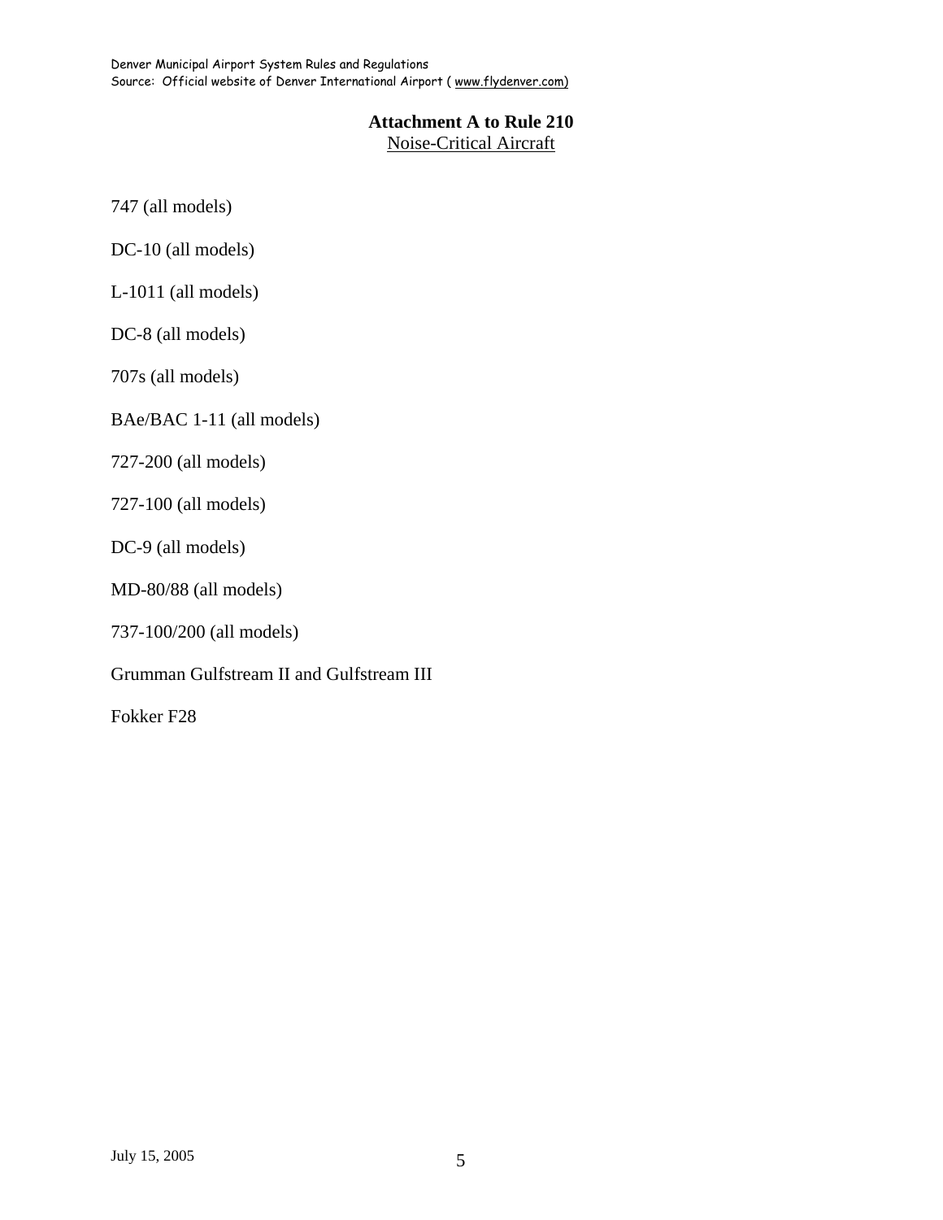**Attachment A to Rule 210**
Noise-Critical Aircraft

747 (all models)

DC-10 (all models)

L-1011 (all models)

DC-8 (all models)

707s (all models)

BAe/BAC 1-11 (all models)

727-200 (all models)

727-100 (all models)

DC-9 (all models)

MD-80/88 (all models)

737-100/200 (all models)

Grumman Gulfstream II and Gulfstream III

Fokker F28